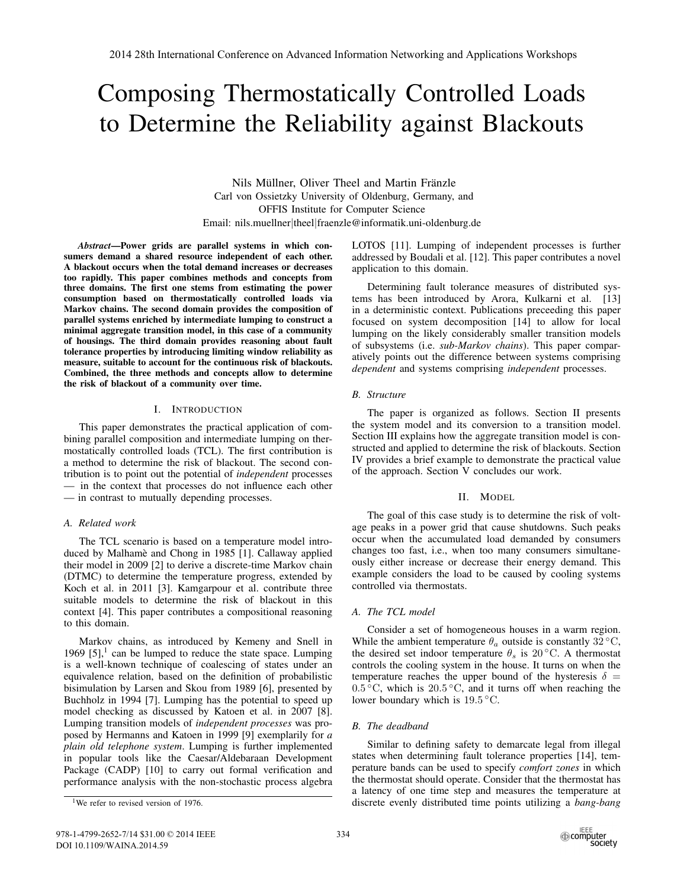# Composing Thermostatically Controlled Loads to Determine the Reliability against Blackouts

Nils Müllner, Oliver Theel and Martin Fränzle
Carl von Ossietzky University of Oldenburg, Germany, and
OFFIS Institute for Computer Science
Email: nils.muellner|theel|fraenzle@informatik.uni-oldenburg.de

***Abstract*—Power grids are parallel systems in which consumers demand a shared resource independent of each other. A blackout occurs when the total demand increases or decreases too rapidly. This paper combines methods and concepts from three domains. The first one stems from estimating the power consumption based on thermostatically controlled loads via Markov chains. The second domain provides the composition of parallel systems enriched by intermediate lumping to construct a minimal aggregate transition model, in this case of a community of housings. The third domain provides reasoning about fault tolerance properties by introducing limiting window reliability as measure, suitable to account for the continuous risk of blackouts. Combined, the three methods and concepts allow to determine the risk of blackout of a community over time.**

## I. Introduction

This paper demonstrates the practical application of combining parallel composition and intermediate lumping on thermostatically controlled loads (TCL). The first contribution is a method to determine the risk of blackout. The second contribution is to point out the potential of *independent* processes — in the context that processes do not influence each other — in contrast to mutually depending processes.

### A. Related work

The TCL scenario is based on a temperature model introduced by Malhamè and Chong in 1985 [1]. Callaway applied their model in 2009 [2] to derive a discrete-time Markov chain (DTMC) to determine the temperature progress, extended by Koch et al. in 2011 [3]. Kamgarpour et al. contribute three suitable models to determine the risk of blackout in this context [4]. This paper contributes a compositional reasoning to this domain.

Markov chains, as introduced by Kemeny and Snell in 1969 [5],[1] can be lumped to reduce the state space. Lumping is a well-known technique of coalescing of states under an equivalence relation, based on the definition of probabilistic bisimulation by Larsen and Skou from 1989 [6], presented by Buchholz in 1994 [7]. Lumping has the potential to speed up model checking as discussed by Katoen et al. in 2007 [8]. Lumping transition models of *independent processes* was proposed by Hermanns and Katoen in 1999 [9] exemplarily for *a plain old telephone system*. Lumping is further implemented in popular tools like the Caesar/Aldebaraan Development Package (CADP) [10] to carry out formal verification and performance analysis with the non-stochastic process algebra LOTOS [11]. Lumping of independent processes is further addressed by Boudali et al. [12]. This paper contributes a novel application to this domain.

Determining fault tolerance measures of distributed systems has been introduced by Arora, Kulkarni et al. [13] in a deterministic context. Publications preceeding this paper focused on system decomposition [14] to allow for local lumping on the likely considerably smaller transition models of subsystems (i.e. *sub-Markov chains*). This paper comparatively points out the difference between systems comprising *dependent* and systems comprising *independent* processes.

[1]We refer to revised version of 1976.

### B. Structure

The paper is organized as follows. Section II presents the system model and its conversion to a transition model. Section III explains how the aggregate transition model is constructed and applied to determine the risk of blackouts. Section IV provides a brief example to demonstrate the practical value of the approach. Section V concludes our work.

## II. Model

The goal of this case study is to determine the risk of voltage peaks in a power grid that cause shutdowns. Such peaks occur when the accumulated load demanded by consumers changes too fast, i.e., when too many consumers simultaneously either increase or decrease their energy demand. This example considers the load to be caused by cooling systems controlled via thermostats.

### A. The TCL model

Consider a set of homogeneous houses in a warm region. While the ambient temperature $\theta_a$ outside is constantly $32\,^\circ\mathrm{C}$, the desired set indoor temperature $\theta_s$ is $20\,^\circ\mathrm{C}$. A thermostat controls the cooling system in the house. It turns on when the temperature reaches the upper bound of the hysteresis $\delta = 0.5\,^\circ\mathrm{C}$, which is $20.5\,^\circ\mathrm{C}$, and it turns off when reaching the lower boundary which is $19.5\,^\circ\mathrm{C}$.

### B. The deadband

Similar to defining safety to demarcate legal from illegal states when determining fault tolerance properties [14], temperature bands can be used to specify *comfort zones* in which the thermostat should operate. Consider that the thermostat has a latency of one time step and measures the temperature at discrete evenly distributed time points utilizing a *bang-bang*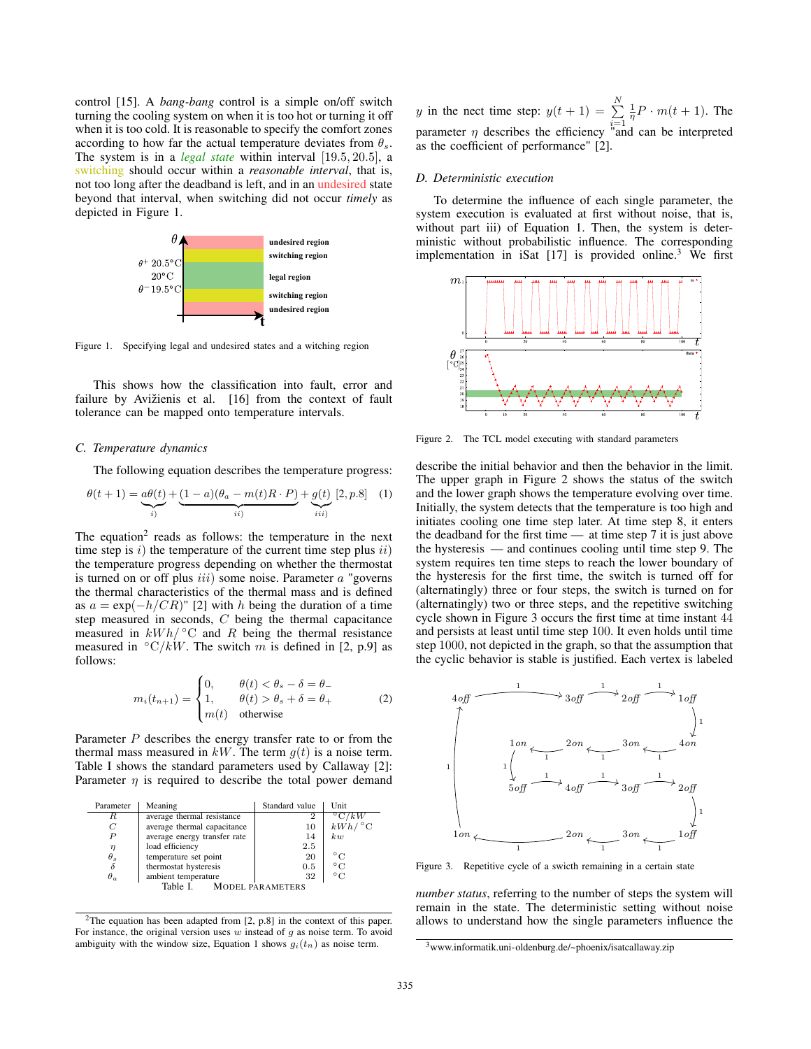control [15]. A *bang-bang* control is a simple on/off switch turning the cooling system on when it is too hot or turning it off when it is too cold. It is reasonable to specify the comfort zones according to how far the actual temperature deviates from $\theta_s$. The system is in a *legal state* within interval $[19.5, 20.5]$, a switching should occur within a *reasonable interval*, that is, not too long after the deadband is left, and in an undesired state beyond that interval, when switching did not occur *timely* as depicted in Figure 1.

Figure 1. Specifying legal and undesired states and a witching region

This shows how the classification into fault, error and failure by Avižienis et al. [16] from the context of fault tolerance can be mapped onto temperature intervals.

### C. Temperature dynamics

The following equation describes the temperature progress:

$$\theta(t+1) = \underbrace{a\theta(t)}_{i)} + \underbrace{(1-a)(\theta_a - m(t)R \cdot P)}_{ii)} + \underbrace{g(t)}_{iii)} \; [2, p.8] \quad (1)$$

The equation[2] reads as follows: the temperature in the next time step is $i)$ the temperature of the current time step plus $ii)$ the temperature progress depending on whether the thermostat is turned on or off plus $iii)$ some noise. Parameter $a$ "governs the thermal characteristics of the thermal mass and is defined as $a = \exp(-h/CR)$" [2] with $h$ being the duration of a time step measured in seconds, $C$ being the thermal capacitance measured in $kWh/{}^\circ C$ and $R$ being the thermal resistance measured in ${}^\circ C/kW$. The switch $m$ is defined in [2, p.9] as follows:

$$m_i(t_{n+1}) = \begin{cases} 0, & \theta(t) < \theta_s - \delta = \theta_- \\ 1, & \theta(t) > \theta_s + \delta = \theta_+ \\ m(t) & \text{otherwise} \end{cases} \quad (2)$$

Parameter $P$ describes the energy transfer rate to or from the thermal mass measured in $kW$. The term $g(t)$ is a noise term. Table I shows the standard parameters used by Callaway [2]: Parameter $\eta$ is required to describe the total power demand $y$ in the nect time step: $y(t+1) = \sum_{i=1}^{N} \frac{1}{\eta} P \cdot m(t+1)$. The parameter $\eta$ describes the efficiency "and can be interpreted as the coefficient of performance" [2].

| Parameter | Meaning | Standard value | Unit |
|---|---|---|---|
| $R$ | average thermal resistance | 2 | ${}^\circ C/kW$ |
| $C$ | average thermal capacitance | 10 | $kWh/{}^\circ C$ |
| $P$ | average energy transfer rate | 14 | $kw$ |
| $\eta$ | load efficiency | 2.5 | |
| $\theta_s$ | temperature set point | 20 | ${}^\circ C$ |
| $\delta$ | thermostat hysteresis | 0.5 | ${}^\circ C$ |
| $\theta_a$ | ambient temperature | 32 | ${}^\circ C$ |

Table I. MODEL PARAMETERS

[2]The equation has been adapted from [2, p.8] in the context of this paper. For instance, the original version uses $w$ instead of $g$ as noise term. To avoid ambiguity with the window size, Equation 1 shows $g_i(t_n)$ as noise term.

### D. Deterministic execution

To determine the influence of each single parameter, the system execution is evaluated at first without noise, that is, without part iii) of Equation 1. Then, the system is deterministic without probabilistic influence. The corresponding implementation in iSat [17] is provided online.[3] We first describe the initial behavior and then the behavior in the limit. The upper graph in Figure 2 shows the status of the switch and the lower graph shows the temperature evolving over time. Initially, the system detects that the temperature is too high and initiates cooling one time step later. At time step 8, it enters the deadband for the first time — at time step 7 it is just above the hysteresis — and continues cooling until time step 9. The system requires ten time steps to reach the lower boundary of the hysteresis for the first time, the switch is turned off for (alternatingly) three or four steps, the switch is turned on for (alternatingly) two or three steps, and the repetitive switching cycle shown in Figure 3 occurs the first time at time instant 44 and persists at least until time step 100. It even holds until time step 1000, not depicted in the graph, so that the assumption that the cyclic behavior is stable is justified. Each vertex is labeled *number status*, referring to the number of steps the system will remain in the state. The deterministic setting without noise allows to understand how the single parameters influence the

Figure 2. The TCL model executing with standard parameters

Figure 3. Repetitive cycle of a swicth remaining in a certain state

[3]www.informatik.uni-oldenburg.de/~phoenix/isatcallaway.zip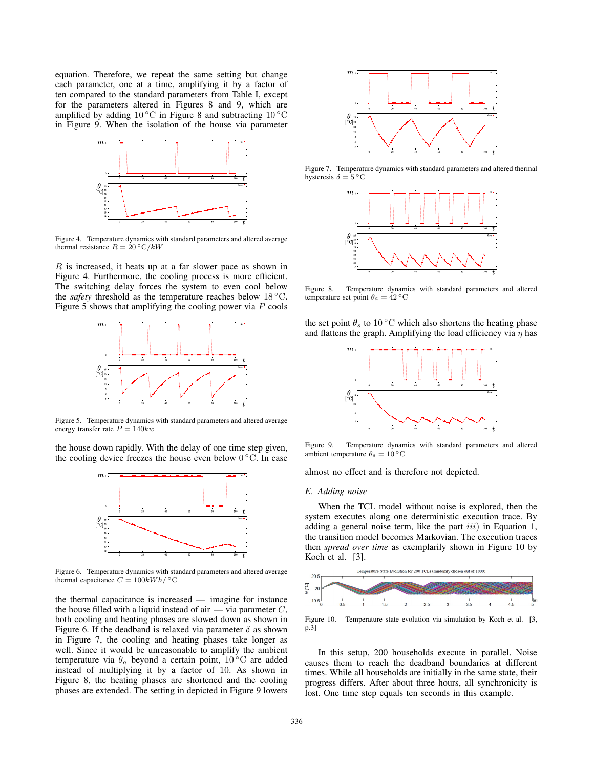equation. Therefore, we repeat the same setting but change each parameter, one at a time, amplifying it by a factor of ten compared to the standard parameters from Table I, except for the parameters altered in Figures 8 and 9, which are amplified by adding $10\,^{\circ}\mathrm{C}$ in Figure 8 and subtracting $10\,^{\circ}\mathrm{C}$ in Figure 9. When the isolation of the house via parameter $R$ is increased, it heats up at a far slower pace as shown in Figure 4. Furthermore, the cooling process is more efficient. The switching delay forces the system to even cool below the *safety* threshold as the temperature reaches below $18\,^{\circ}\mathrm{C}$. Figure 5 shows that amplifying the cooling power via $P$ cools the house down rapidly. With the delay of one time step given, the cooling device freezes the house even below $0\,^{\circ}\mathrm{C}$. In case the thermal capacitance is increased — imagine for instance the house filled with a liquid instead of air — via parameter $C$, both cooling and heating phases are slowed down as shown in Figure 6. If the deadband is relaxed via parameter $\delta$ as shown in Figure 7, the cooling and heating phases take longer as well. Since it would be unreasonable to amplify the ambient temperature via $\theta_a$ beyond a certain point, $10\,^{\circ}\mathrm{C}$ are added instead of multiplying it by a factor of 10. As shown in Figure 8, the heating phases are shortened and the cooling phases are extended. The setting in depicted in Figure 9 lowers the set point $\theta_s$ to $10\,^{\circ}\mathrm{C}$ which also shortens the heating phase and flattens the graph. Amplifying the load efficiency via $\eta$ has almost no effect and is therefore not depicted.

Figure 4. Temperature dynamics with standard parameters and altered average thermal resistance $R = 20\,^{\circ}\mathrm{C}/kW$

Figure 5. Temperature dynamics with standard parameters and altered average energy transfer rate $P = 140kw$

Figure 6. Temperature dynamics with standard parameters and altered average thermal capacitance $C = 100kWh/\,^{\circ}\mathrm{C}$

Figure 7. Temperature dynamics with standard parameters and altered thermal hysteresis $\delta = 5\,^{\circ}\mathrm{C}$

Figure 8. Temperature dynamics with standard parameters and altered temperature set point $\theta_a = 42\,^{\circ}\mathrm{C}$

Figure 9. Temperature dynamics with standard parameters and altered ambient temperature $\theta_s = 10\,^{\circ}\mathrm{C}$

### E. Adding noise

When the TCL model without noise is explored, then the system executes along one deterministic execution trace. By adding a general noise term, like the part $iii)$ in Equation 1, the transition model becomes Markovian. The execution traces then *spread over time* as exemplarily shown in Figure 10 by Koch et al. [3].

Figure 10. Temperature state evolution via simulation by Koch et al. [3, p.3]

In this setup, 200 households execute in parallel. Noise causes them to reach the deadband boundaries at different times. While all households are initially in the same state, their progress differs. After about three hours, all synchronicity is lost. One time step equals ten seconds in this example.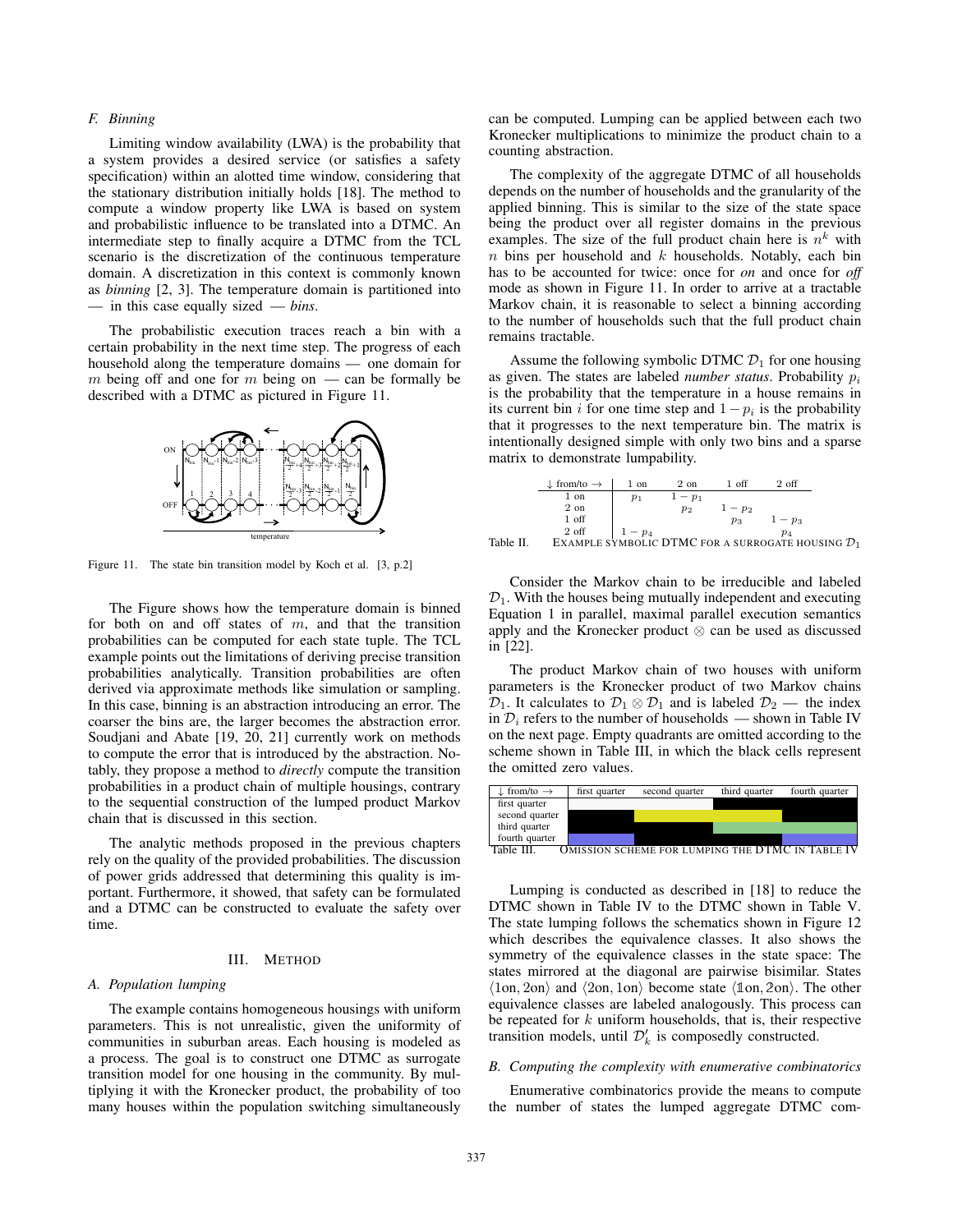### F. Binning

Limiting window availability (LWA) is the probability that a system provides a desired service (or satisfies a safety specification) within an alotted time window, considering that the stationary distribution initially holds [18]. The method to compute a window property like LWA is based on system and probabilistic influence to be translated into a DTMC. An intermediate step to finally acquire a DTMC from the TCL scenario is the discretization of the continuous temperature domain. A discretization in this context is commonly known as *binning* [2, 3]. The temperature domain is partitioned into — in this case equally sized — *bins*.

The probabilistic execution traces reach a bin with a certain probability in the next time step. The progress of each household along the temperature domains — one domain for $m$ being off and one for $m$ being on — can be formally be described with a DTMC as pictured in Figure 11.

Figure 11. The state bin transition model by Koch et al. [3, p.2]

The Figure shows how the temperature domain is binned for both on and off states of $m$, and that the transition probabilities can be computed for each state tuple. The TCL example points out the limitations of deriving precise transition probabilities analytically. Transition probabilities are often derived via approximate methods like simulation or sampling. In this case, binning is an abstraction introducing an error. The coarser the bins are, the larger becomes the abstraction error. Soudjani and Abate [19, 20, 21] currently work on methods to compute the error that is introduced by the abstraction. Notably, they propose a method to *directly* compute the transition probabilities in a product chain of multiple housings, contrary to the sequential construction of the lumped product Markov chain that is discussed in this section.

The analytic methods proposed in the previous chapters rely on the quality of the provided probabilities. The discussion of power grids addressed that determining this quality is important. Furthermore, it showed, that safety can be formulated and a DTMC can be constructed to evaluate the safety over time.

## III. Method

### A. Population lumping

The example contains homogeneous housings with uniform parameters. This is not unrealistic, given the uniformity of communities in suburban areas. Each housing is modeled as a process. The goal is to construct one DTMC as surrogate transition model for one housing in the community. By multiplying it with the Kronecker product, the probability of too many houses within the population switching simultaneously can be computed. Lumping can be applied between each two Kronecker multiplications to minimize the product chain to a counting abstraction.

The complexity of the aggregate DTMC of all households depends on the number of households and the granularity of the applied binning. This is similar to the size of the state space being the product over all register domains in the previous examples. The size of the full product chain here is $n^k$ with $n$ bins per household and $k$ households. Notably, each bin has to be accounted for twice: once for *on* and once for *off* mode as shown in Figure 11. In order to arrive at a tractable Markov chain, it is reasonable to select a binning according to the number of households such that the full product chain remains tractable.

Assume the following symbolic DTMC $\mathcal{D}_1$ for one housing as given. The states are labeled *number status*. Probability $p_i$ is the probability that the temperature in a house remains in its current bin $i$ for one time step and $1-p_i$ is the probability that it progresses to the next temperature bin. The matrix is intentionally designed simple with only two bins and a sparse matrix to demonstrate lumpability.

| ↓ from/to → | 1 on | 2 on | 1 off | 2 off |
|---|---|---|---|---|
| 1 on | $p_1$ | $1-p_1$ | | |
| 2 on | | $p_2$ | $1-p_2$ | |
| 1 off | | | $p_3$ | $1-p_3$ |
| 2 off | $1-p_4$ | | | $p_4$ |

Table II. Example symbolic DTMC for a surrogate housing $\mathcal{D}_1$

Consider the Markov chain to be irreducible and labeled $\mathcal{D}_1$. With the houses being mutually independent and executing Equation 1 in parallel, maximal parallel execution semantics apply and the Kronecker product $\otimes$ can be used as discussed in [22].

The product Markov chain of two houses with uniform parameters is the Kronecker product of two Markov chains $\mathcal{D}_1$. It calculates to $\mathcal{D}_1 \otimes \mathcal{D}_1$ and is labeled $\mathcal{D}_2$ — the index in $\mathcal{D}_i$ refers to the number of households — shown in Table IV on the next page. Empty quadrants are omitted according to the scheme shown in Table III, in which the black cells represent the omitted zero values.

| ↓ from/to → | first quarter | second quarter | third quarter | fourth quarter |
|---|---|---|---|---|
| first quarter | | | | |
| second quarter | | | | |
| third quarter | | | | |
| fourth quarter | | | | |

Table III. Omission scheme for lumping the DTMC in Table IV

Lumping is conducted as described in [18] to reduce the DTMC shown in Table IV to the DTMC shown in Table V. The state lumping follows the schematics shown in Figure 12 which describes the equivalence classes. It also shows the symmetry of the equivalence classes in the state space: The states mirrored at the diagonal are pairwise bisimilar. States $\langle 1\text{on}, 2\text{on}\rangle$ and $\langle 2\text{on}, 1\text{on}\rangle$ become state $\langle \mathbb{1}\text{on}, \mathbb{2}\text{on}\rangle$. The other equivalence classes are labeled analogously. This process can be repeated for $k$ uniform households, that is, their respective transition models, until $\mathcal{D}'_k$ is composedly constructed.

### B. Computing the complexity with enumerative combinatorics

Enumerative combinatorics provide the means to compute the number of states the lumped aggregate DTMC com-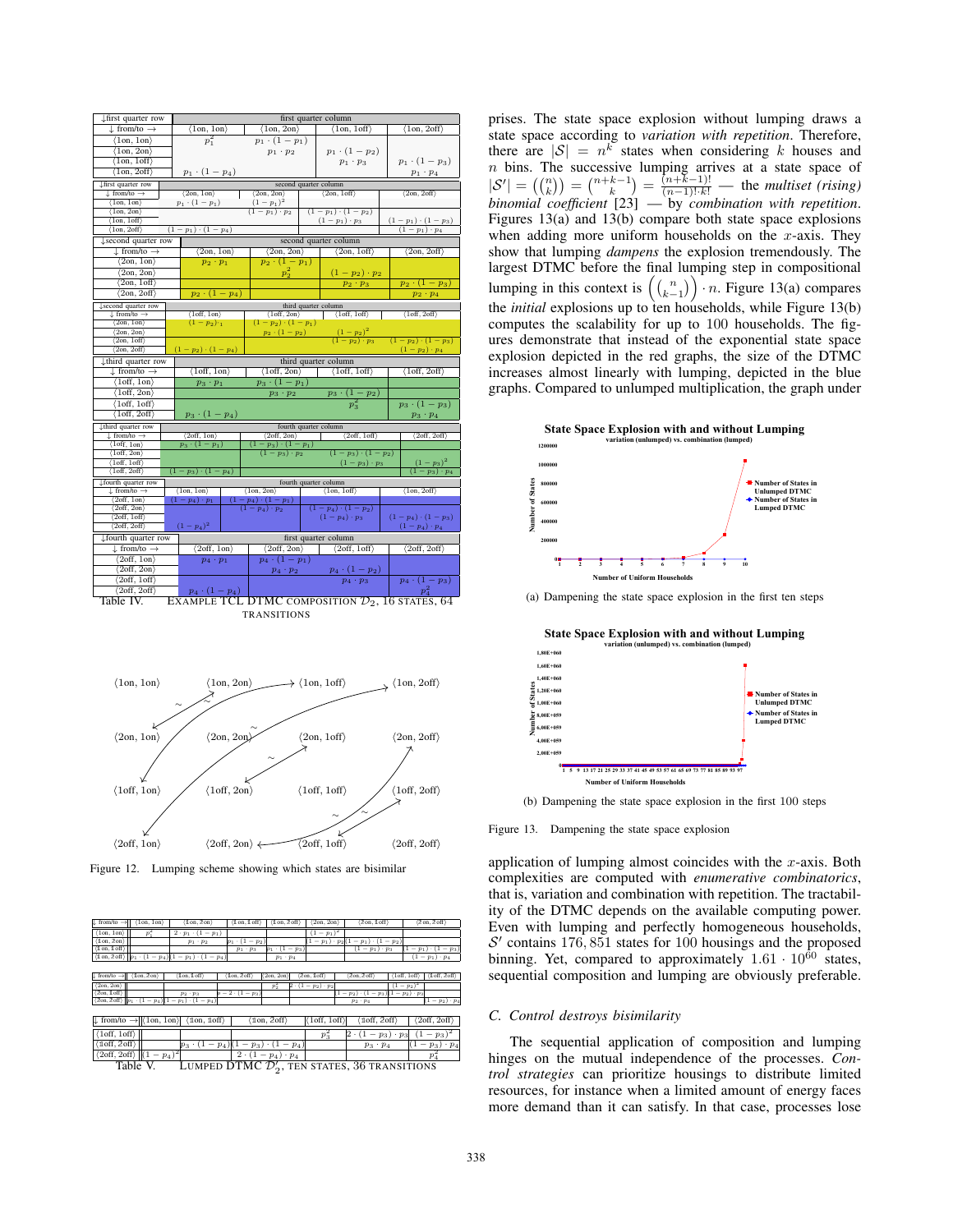| ↓first quarter row | first quarter column | | | |
|---|---|---|---|---|
| ↓ from/to → | ⟨1on, 1on⟩ | ⟨1on, 2on⟩ | ⟨1on, 1off⟩ | ⟨1on, 2off⟩ |
| ⟨1on, 1on⟩ | $p_1^2$ | $p_1 \cdot (1-p_1)$ | | |
| ⟨1on, 2on⟩ | | $p_1 \cdot p_2$ | $p_1 \cdot (1-p_2)$ | |
| ⟨1on, 1off⟩ | | | $p_1 \cdot p_3$ | $p_1 \cdot (1-p_3)$ |
| ⟨1on, 2off⟩ | $p_1 \cdot (1-p_4)$ | | | $p_1 \cdot p_4$ |
| **↓first quarter row** | **second quarter column** | | | |
| ↓ from/to → | ⟨2on, 1on⟩ | ⟨2on, 2on⟩ | ⟨2on, 1off⟩ | ⟨2on, 2off⟩ |
| ⟨1on, 1on⟩ | $p_1 \cdot (1-p_1)$ | $(1-p_1)^2$ | | |
| ⟨1on, 2on⟩ | | $(1-p_1) \cdot p_2$ | $(1-p_1) \cdot (1-p_2)$ | |
| ⟨1on, 1off⟩ | | | $(1-p_1) \cdot p_3$ | $(1-p_1) \cdot (1-p_3)$ |
| ⟨1on, 2off⟩ | $(1-p_1) \cdot (1-p_4)$ | | | $(1-p_1) \cdot p_4$ |
| **↓second quarter row** | **second quarter column** | | | |
| ↓ from/to → | ⟨2on, 1on⟩ | ⟨2on, 2on⟩ | ⟨2on, 1off⟩ | ⟨2on, 2off⟩ |
| ⟨2on, 1on⟩ | $p_2 \cdot p_1$ | $p_2 \cdot (1-p_1)$ | | |
| ⟨2on, 2on⟩ | | $p_2^2$ | $(1-p_2) \cdot p_2$ | |
| ⟨2on, 1off⟩ | | | $p_2 \cdot p_3$ | $p_2 \cdot (1-p_3)$ |
| ⟨2on, 2off⟩ | $p_2 \cdot (1-p_4)$ | | | $p_2 \cdot p_4$ |
| **↓second quarter row** | **third quarter column** | | | |
| ↓ from/to → | ⟨1off, 1on⟩ | ⟨1off, 2on⟩ | ⟨1off, 1off⟩ | ⟨1off, 2off⟩ |
| ⟨2on, 1on⟩ | $(1-p_2) \cdot p_1$ | $(1-p_2) \cdot (1-p_1)$ | | |
| ⟨2on, 2on⟩ | | $p_2 \cdot (1-p_2)$ | $(1-p_2)^2$ | |
| ⟨2on, 1off⟩ | | | $(1-p_2) \cdot p_3$ | $(1-p_2) \cdot (1-p_3)$ |
| ⟨2on, 2off⟩ | $(1-p_2) \cdot (1-p_4)$ | | | $(1-p_2) \cdot p_4$ |
| **↓third quarter row** | **third quarter column** | | | |
| ↓ from/to → | ⟨1off, 1on⟩ | ⟨1off, 2on⟩ | ⟨1off, 1off⟩ | ⟨1off, 2off⟩ |
| ⟨1off, 1on⟩ | $p_3 \cdot p_1$ | $p_3 \cdot (1-p_1)$ | | |
| ⟨1off, 2on⟩ | | $p_3 \cdot p_2$ | $p_3 \cdot (1-p_2)$ | |
| ⟨1off, 1off⟩ | | | $p_3^2$ | $p_3 \cdot (1-p_3)$ |
| ⟨1off, 2off⟩ | $p_3 \cdot (1-p_4)$ | | | $p_3 \cdot p_4$ |
| **↓third quarter row** | **fourth quarter column** | | | |
| ↓ from/to → | ⟨2off, 1on⟩ | ⟨2off, 2on⟩ | ⟨2off, 1off⟩ | ⟨2off, 2off⟩ |
| ⟨1off, 1on⟩ | $p_3 \cdot (1-p_1)$ | $(1-p_3) \cdot (1-p_1)$ | | |
| ⟨1off, 2on⟩ | | $(1-p_3) \cdot p_2$ | $(1-p_3) \cdot (1-p_2)$ | |
| ⟨1off, 1off⟩ | | | $(1-p_3) \cdot p_3$ | $(1-p_3)^2$ |
| ⟨1off, 2off⟩ | $(1-p_3) \cdot (1-p_4)$ | | | $(1-p_3) \cdot p_4$ |
| **↓fourth quarter row** | **fourth quarter column** | | | |
| ↓ from/to → | ⟨1on, 1on⟩ | ⟨1on, 2on⟩ | ⟨1on, 1off⟩ | ⟨1on, 2off⟩ |
| ⟨2off, 1on⟩ | $(1-p_4) \cdot p_1$ | $(1-p_4) \cdot (1-p_1)$ | | |
| ⟨2off, 2on⟩ | | $(1-p_4) \cdot p_2$ | $(1-p_4) \cdot (1-p_2)$ | |
| ⟨2off, 1off⟩ | | | $(1-p_4) \cdot p_3$ | $(1-p_4) \cdot (1-p_3)$ |
| ⟨2off, 2off⟩ | $(1-p_4)^2$ | | | $(1-p_4) \cdot p_4$ |
| **↓fourth quarter row** | **first quarter column** | | | |
| ↓ from/to → | ⟨2off, 1on⟩ | ⟨2off, 2on⟩ | ⟨2off, 1off⟩ | ⟨2off, 2off⟩ |
| ⟨2off, 1on⟩ | $p_4 \cdot p_1$ | $p_4 \cdot (1-p_1)$ | | |
| ⟨2off, 2on⟩ | | $p_4 \cdot p_2$ | $p_4 \cdot (1-p_2)$ | |
| ⟨2off, 1off⟩ | | | $p_4 \cdot p_3$ | $p_4 \cdot (1-p_3)$ |
| ⟨2off, 2off⟩ | $p_4 \cdot (1-p_4)$ | | | $p_4^2$ |

Table IV. Example TCL DTMC composition $\mathcal{D}_2$, 16 states, 64 transitions

Figure 12. Lumping scheme showing which states are bisimilar

| ↓ from/to → | ⟨1on, 1on⟩ | ⟨1on, 2on⟩ | ⟨1on, 1off⟩ | ⟨1on, 2off⟩ | ⟨2on, 2on⟩ | ⟨2on, 1off⟩ | ⟨2on, 2off⟩ |
|---|---|---|---|---|---|---|---|
| ⟨1on, 1on⟩ | $p_1^2$ | $2 \cdot p_1 \cdot (1-p_1)$ | | | $(1-p_1)^2$ | | |
| ⟨1on, 2on⟩ | | $p_1 \cdot p_2$ | $p_1 \cdot (1-p_2)$ | | $(1-p_1) \cdot p_2$ | $(1-p_1) \cdot (1-p_2)$ | |
| ⟨1on, 1off⟩ | | | $p_1 \cdot p_3$ | $p_1 \cdot (1-p_3)$ | | $(1-p_1) \cdot p_3$ | $(1-p_1) \cdot (1-p_3)$ |
| ⟨1on, 2off⟩ | $p_1 \cdot (1-p_4)$ | $(1-p_1) \cdot (1-p_4)$ | | $p_1 \cdot p_4$ | | | $(1-p_1) \cdot p_4$ |

| ↓ from/to → | ⟨1on, 2on⟩ | ⟨1on, 1off⟩ | ⟨1on, 2off⟩ | ⟨2on, 2on⟩ | ⟨2on, 1off⟩ | ⟨2on, 2off⟩ | ⟨1off, 1off⟩ | ⟨1off, 2off⟩ |
|---|---|---|---|---|---|---|---|---|
| ⟨2on, 2on⟩ | | | | $p_2^2$ | $2 \cdot (1-p_2) \cdot p_2$ | | $(1-p_2)^2$ | |
| ⟨2on, 1off⟩ | | $p_2 \cdot p_3$ | $p_2 \cdot (1-p_3)$ | | | $(1-p_2) \cdot (1-p_3)$ | $(1-p_2) \cdot p_3$ | |
| ⟨2on, 2off⟩ | $p_2 \cdot (1-p_4)$ | $(1-p_2) \cdot (1-p_4)$ | | | | $p_2 \cdot p_4$ | | $(1-p_2) \cdot p_4$ |

| ↓ from/to → | ⟨1on, 1on⟩ | ⟨1on, 2off⟩ | ⟨1on, 2off⟩ | ⟨1off, 1off⟩ | ⟨1off, 2off⟩ | ⟨2off, 2off⟩ |
|---|---|---|---|---|---|---|
| ⟨1off, 1off⟩ | | | | $p_3^2$ | $2 \cdot (1-p_3) \cdot p_3$ | $(1-p_3)^2$ |
| ⟨1off, 2off⟩ | | $p_3 \cdot (1-p_4)$ | $(1-p_3) \cdot (1-p_4)$ | | $p_3 \cdot p_4$ | $(1-p_3) \cdot p_4$ |
| ⟨2off, 2off⟩ | $(1-p_4)^2$ | | $2 \cdot (1-p_4) \cdot p_4$ | | | $p_4^2$ |

Table V. Lumped DTMC $\mathcal{D}_2'$, ten states, 36 transitions

prises. The state space explosion without lumping draws a state space according to *variation with repetition*. Therefore, there are $|\mathcal{S}| = n^k$ states when considering $k$ houses and $n$ bins. The successive lumping arrives at a state space of $|\mathcal{S}'| = \left(\!\binom{n}{k}\!\right) = \binom{n+k-1}{k} = \frac{(n+k-1)!}{(n-1)!\cdot k!}$ — the *multiset (rising) binomial coefficient* [23] — by *combination with repetition*. Figures 13(a) and 13(b) compare both state space explosions when adding more uniform households on the $x$-axis. They show that lumping *dampens* the explosion tremendously. The largest DTMC before the final lumping step in compositional lumping in this context is $\left(\!\binom{n}{k-1}\!\right) \cdot n$. Figure 13(a) compares the *initial* explosions up to ten households, while Figure 13(b) computes the scalability for up to 100 households. The figures demonstrate that instead of the exponential state space explosion depicted in the red graphs, the size of the DTMC increases almost linearly with lumping, depicted in the blue graphs. Compared to unlumped multiplication, the graph under

(a) Dampening the state space explosion in the first ten steps

(b) Dampening the state space explosion in the first 100 steps

Figure 13. Dampening the state space explosion

application of lumping almost coincides with the $x$-axis. Both complexities are computed with *enumerative combinatorics*, that is, variation and combination with repetition. The tractability of the DTMC depends on the available computing power. Even with lumping and perfectly homogeneous households, $\mathcal{S}'$ contains 176,851 states for 100 housings and the proposed binning. Yet, compared to approximately $1.61 \cdot 10^{60}$ states, sequential composition and lumping are obviously preferable.

### C. Control destroys bisimilarity

The sequential application of composition and lumping hinges on the mutual independence of the processes. *Control strategies* can prioritize housings to distribute limited resources, for instance when a limited amount of energy faces more demand than it can satisfy. In that case, processes lose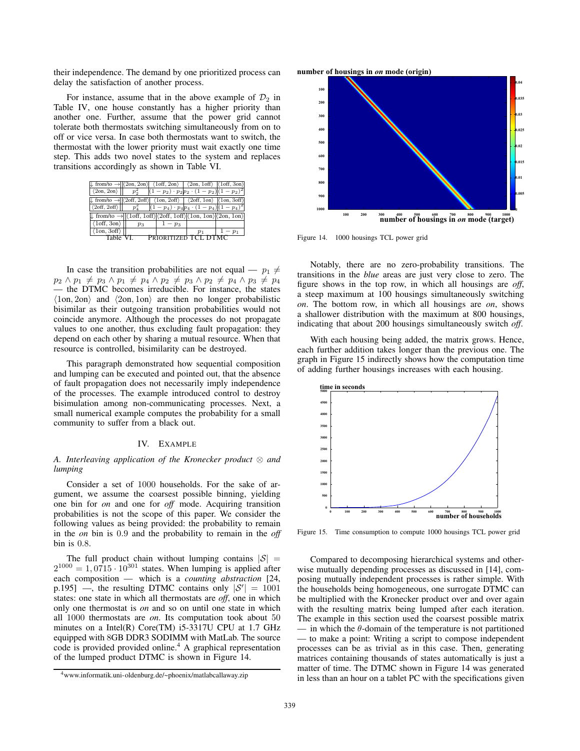their independence. The demand by one prioritized process can delay the satisfaction of another process.

For instance, assume that in the above example of $\mathcal{D}_2$ in Table IV, one house constantly has a higher priority than another one. Further, assume that the power grid cannot tolerate both thermostats switching simultaneously from on to off or vice versa. In case both thermostats want to switch, the thermostat with the lower priority must wait exactly one time step. This adds two novel states to the system and replaces transitions accordingly as shown in Table VI.

| ↓ from/to → | ⟨2on, 2on⟩ | ⟨1off, 2on⟩ | ⟨2on, 1off⟩ | ⟨1off, 3on⟩ |
|---|---|---|---|---|
| ⟨2on, 2on⟩ | $p_2^2$ | $(1-p_2)\cdot p_2$ | $p_2\cdot(1-p_2)$ | $(1-p_2)^2$ |
| **↓ from/to →** | **⟨2off, 2off⟩** | **⟨1on, 2off⟩** | **⟨2off, 1on⟩** | **⟨1on, 3off⟩** |
| ⟨2off, 2off⟩ | $p_4^2$ | $(1-p_4)\cdot p_4$ | $p_4\cdot(1-p_4)$ | $(1-p_4)^2$ |
| **↓ from/to →** | **⟨1off, 1off⟩** | **⟨2off, 1off⟩** | **⟨1on, 1on⟩** | **⟨2on, 1on⟩** |
| ⟨1off, 3on⟩ | $p_3$ | $1-p_3$ | | |
| ⟨1on, 3off⟩ | | | $p_1$ | $1-p_1$ |

Table VI. PRIORITIZED TCL DTMC

In case the transition probabilities are not equal — $p_1 \neq p_2 \wedge p_1 \neq p_3 \wedge p_1 \neq p_4 \wedge p_2 \neq p_3 \wedge p_2 \neq p_4 \wedge p_3 \neq p_4$ — the DTMC becomes irreducible. For instance, the states $\langle 1\text{on}, 2\text{on}\rangle$ and $\langle 2\text{on}, 1\text{on}\rangle$ are then no longer probabilistic bisimilar as their outgoing transition probabilities would not coincide anymore. Although the processes do not propagate values to one another, thus excluding fault propagation: they depend on each other by sharing a mutual resource. When that resource is controlled, bisimilarity can be destroyed.

This paragraph demonstrated how sequential composition and lumping can be executed and pointed out, that the absence of fault propagation does not necessarily imply independence of the processes. The example introduced control to destroy bisimulation among non-communicating processes. Next, a small numerical example computes the probability for a small community to suffer from a black out.

## IV. EXAMPLE

### A. Interleaving application of the Kronecker product ⊗ and lumping

Consider a set of 1000 households. For the sake of argument, we assume the coarsest possible binning, yielding one bin for *on* and one for *off* mode. Acquiring transition probabilities is not the scope of this paper. We consider the following values as being provided: the probability to remain in the *on* bin is 0.9 and the probability to remain in the *off* bin is 0.8.

The full product chain without lumping contains $|\mathcal{S}| = 2^{1000} = 1,0715 \cdot 10^{301}$ states. When lumping is applied after each composition — which is a *counting abstraction* [24, p.195] —, the resulting DTMC contains only $|\mathcal{S}'| = 1001$ states: one state in which all thermostats are *off*, one in which only one thermostat is *on* and so on until one state in which all 1000 thermostats are *on*. Its computation took about 50 minutes on a Intel(R) Core(TM) i5-3317U CPU at 1.7 GHz equipped with 8GB DDR3 SODIMM with MatLab. The source code is provided provided online.[4] A graphical representation of the lumped product DTMC is shown in Figure 14.

[4] www.informatik.uni-oldenburg.de/~phoenix/matlabcallaway.zip

Figure 14. 1000 housings TCL power grid

Notably, there are no zero-probability transitions. The transitions in the *blue* areas are just very close to zero. The figure shows in the top row, in which all housings are *off*, a steep maximum at 100 housings simultaneously switching *on*. The bottom row, in which all housings are *on*, shows a shallower distribution with the maximum at 800 housings, indicating that about 200 housings simultaneously switch *off*.

With each housing being added, the matrix grows. Hence, each further addition takes longer than the previous one. The graph in Figure 15 indirectly shows how the computation time of adding further housings increases with each housing.

Figure 15. Time consumption to compute 1000 housings TCL power grid

Compared to decomposing hierarchical systems and otherwise mutually depending processes as discussed in [14], composing mutually independent processes is rather simple. With the households being homogeneous, one surrogate DTMC can be multiplied with the Kronecker product over and over again with the resulting matrix being lumped after each iteration. The example in this section used the coarsest possible matrix — in which the $\theta$-domain of the temperature is not partitioned — to make a point: Writing a script to compose independent processes can be as trivial as in this case. Then, generating matrices containing thousands of states automatically is just a matter of time. The DTMC shown in Figure 14 was generated in less than an hour on a tablet PC with the specifications given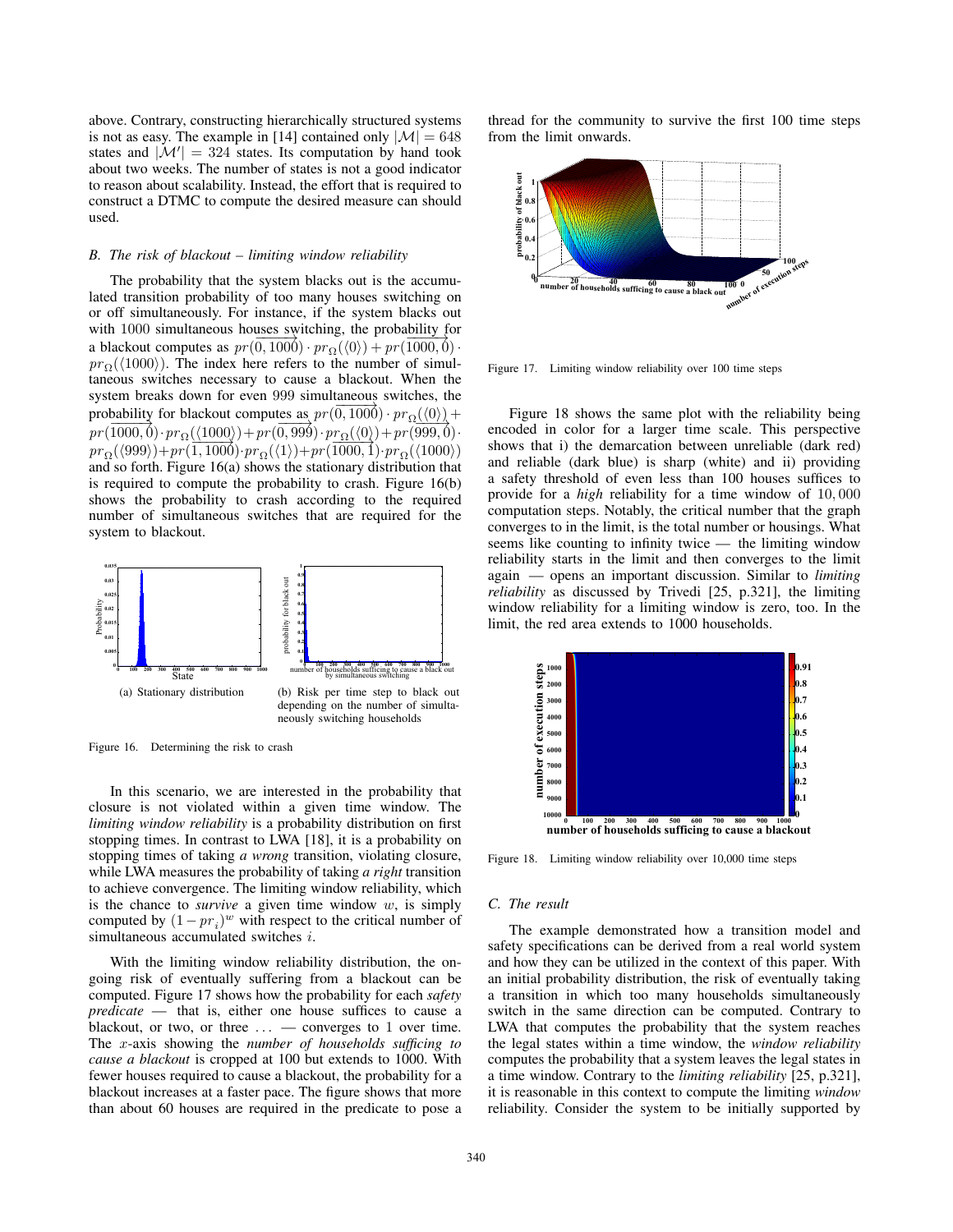above. Contrary, constructing hierarchically structured systems is not as easy. The example in [14] contained only $|\mathcal{M}| = 648$ states and $|\mathcal{M}'| = 324$ states. Its computation by hand took about two weeks. The number of states is not a good indicator to reason about scalability. Instead, the effort that is required to construct a DTMC to compute the desired measure can should used.

### B. The risk of blackout – limiting window reliability

The probability that the system blacks out is the accumulated transition probability of too many houses switching on or off simultaneously. For instance, if the system blacks out with 1000 simultaneous houses switching, the probability for a blackout computes as $pr(\overrightarrow{0,1000}) \cdot pr_\Omega(\langle 0 \rangle) + pr(\overrightarrow{1000,0}) \cdot pr_\Omega(\langle 1000 \rangle)$. The index here refers to the number of simultaneous switches necessary to cause a blackout. When the system breaks down for even 999 simultaneous switches, the probability for blackout computes as $pr(\overrightarrow{0,1000}) \cdot pr_\Omega(\langle 0 \rangle) + pr(\overrightarrow{1000,0}) \cdot pr_\Omega(\langle 1000 \rangle) + pr(\overrightarrow{0,999}) \cdot pr_\Omega(\langle 0 \rangle) + pr(\overrightarrow{999,0}) \cdot pr_\Omega(\langle 999 \rangle) + pr(\overrightarrow{1,1000}) \cdot pr_\Omega(\langle 1 \rangle) + pr(\overrightarrow{1000,1}) \cdot pr_\Omega(\langle 1000 \rangle)$ and so forth. Figure 16(a) shows the stationary distribution that is required to compute the probability to crash. Figure 16(b) shows the probability to crash according to the required number of simultaneous switches that are required for the system to blackout.

(a) Stationary distribution

(b) Risk per time step to black out depending on the number of simultaneously switching households

Figure 16. Determining the risk to crash

In this scenario, we are interested in the probability that closure is not violated within a given time window. The *limiting window reliability* is a probability distribution on first stopping times. In contrast to LWA [18], it is a probability on stopping times of taking *a wrong* transition, violating closure, while LWA measures the probability of taking *a right* transition to achieve convergence. The limiting window reliability, which is the chance to *survive* a given time window $w$, is simply computed by $(1 - pr_i)^w$ with respect to the critical number of simultaneous accumulated switches $i$.

With the limiting window reliability distribution, the ongoing risk of eventually suffering from a blackout can be computed. Figure 17 shows how the probability for each *safety predicate* — that is, either one house suffices to cause a blackout, or two, or three ... — converges to 1 over time. The $x$-axis showing the *number of households sufficing to cause a blackout* is cropped at 100 but extends to 1000. With fewer houses required to cause a blackout, the probability for a blackout increases at a faster pace. The figure shows that more than about 60 houses are required in the predicate to pose a thread for the community to survive the first 100 time steps from the limit onwards.

Figure 17. Limiting window reliability over 100 time steps

Figure 18 shows the same plot with the reliability being encoded in color for a larger time scale. This perspective shows that i) the demarcation between unreliable (dark red) and reliable (dark blue) is sharp (white) and ii) providing a safety threshold of even less than 100 houses suffices to provide for a *high* reliability for a time window of $10,000$ computation steps. Notably, the critical number that the graph converges to in the limit, is the total number or housings. What seems like counting to infinity twice — the limiting window reliability starts in the limit and then converges to the limit again — opens an important discussion. Similar to *limiting reliability* as discussed by Trivedi [25, p.321], the limiting window reliability for a limiting window is zero, too. In the limit, the red area extends to 1000 households.

Figure 18. Limiting window reliability over 10,000 time steps

### C. The result

The example demonstrated how a transition model and safety specifications can be derived from a real world system and how they can be utilized in the context of this paper. With an initial probability distribution, the risk of eventually taking a transition in which too many households simultaneously switch in the same direction can be computed. Contrary to LWA that computes the probability that the system reaches the legal states within a time window, the *window reliability* computes the probability that a system leaves the legal states in a time window. Contrary to the *limiting reliability* [25, p.321], it is reasonable in this context to compute the limiting *window* reliability. Consider the system to be initially supported by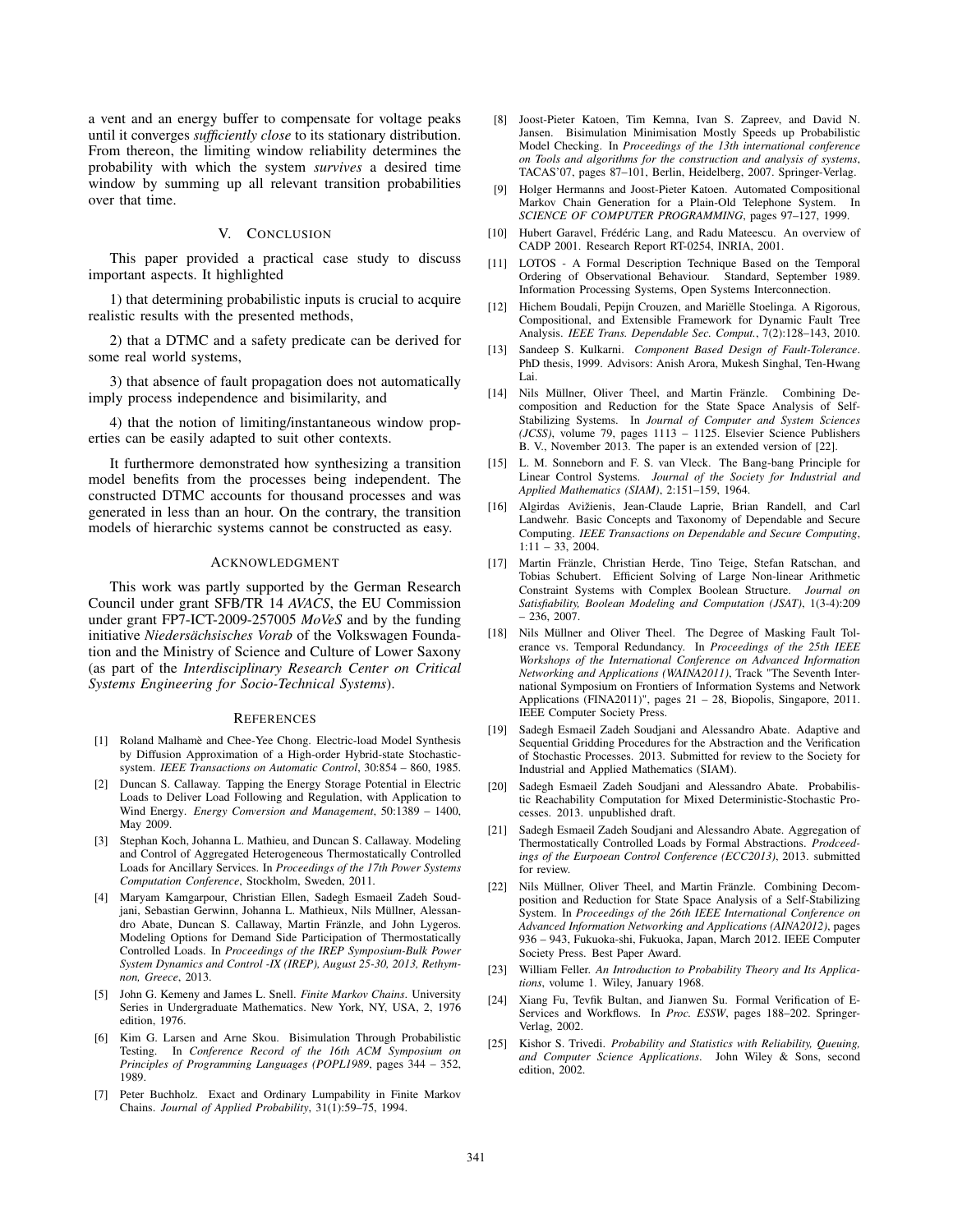a vent and an energy buffer to compensate for voltage peaks until it converges *sufficiently close* to its stationary distribution. From thereon, the limiting window reliability determines the probability with which the system *survives* a desired time window by summing up all relevant transition probabilities over that time.

## V. Conclusion

This paper provided a practical case study to discuss important aspects. It highlighted

1) that determining probabilistic inputs is crucial to acquire realistic results with the presented methods,

2) that a DTMC and a safety predicate can be derived for some real world systems,

3) that absence of fault propagation does not automatically imply process independence and bisimilarity, and

4) that the notion of limiting/instantaneous window properties can be easily adapted to suit other contexts.

It furthermore demonstrated how synthesizing a transition model benefits from the processes being independent. The constructed DTMC accounts for thousand processes and was generated in less than an hour. On the contrary, the transition models of hierarchic systems cannot be constructed as easy.

## Acknowledgment

This work was partly supported by the German Research Council under grant SFB/TR 14 *AVACS*, the EU Commission under grant FP7-ICT-2009-257005 *MoVeS* and by the funding initiative *Niedersächsisches Vorab* of the Volkswagen Foundation and the Ministry of Science and Culture of Lower Saxony (as part of the *Interdisciplinary Research Center on Critical Systems Engineering for Socio-Technical Systems*).

## References

[1] Roland Malhamè and Chee-Yee Chong. Electric-load Model Synthesis by Diffusion Approximation of a High-order Hybrid-state Stochastic-system. *IEEE Transactions on Automatic Control*, 30:854 – 860, 1985.

[2] Duncan S. Callaway. Tapping the Energy Storage Potential in Electric Loads to Deliver Load Following and Regulation, with Application to Wind Energy. *Energy Conversion and Management*, 50:1389 – 1400, May 2009.

[3] Stephan Koch, Johanna L. Mathieu, and Duncan S. Callaway. Modeling and Control of Aggregated Heterogeneous Thermostatically Controlled Loads for Ancillary Services. In *Proceedings of the 17th Power Systems Computation Conference*, Stockholm, Sweden, 2011.

[4] Maryam Kamgarpour, Christian Ellen, Sadegh Esmaeil Zadeh Soudjani, Sebastian Gerwinn, Johanna L. Mathieux, Nils Müllner, Alessandro Abate, Duncan S. Callaway, Martin Fränzle, and John Lygeros. Modeling Options for Demand Side Participation of Thermostatically Controlled Loads. In *Proceedings of the IREP Symposium-Bulk Power System Dynamics and Control -IX (IREP), August 25-30, 2013, Rethymnon, Greece*, 2013.

[5] John G. Kemeny and James L. Snell. *Finite Markov Chains*. University Series in Undergraduate Mathematics. New York, NY, USA, 2, 1976 edition, 1976.

[6] Kim G. Larsen and Arne Skou. Bisimulation Through Probabilistic Testing. In *Conference Record of the 16th ACM Symposium on Principles of Programming Languages (POPL1989*, pages 344 – 352, 1989.

[7] Peter Buchholz. Exact and Ordinary Lumpability in Finite Markov Chains. *Journal of Applied Probability*, 31(1):59–75, 1994.

[8] Joost-Pieter Katoen, Tim Kemna, Ivan S. Zapreev, and David N. Jansen. Bisimulation Minimisation Mostly Speeds up Probabilistic Model Checking. In *Proceedings of the 13th international conference on Tools and algorithms for the construction and analysis of systems*, TACAS'07, pages 87–101, Berlin, Heidelberg, 2007. Springer-Verlag.

[9] Holger Hermanns and Joost-Pieter Katoen. Automated Compositional Markov Chain Generation for a Plain-Old Telephone System. In *SCIENCE OF COMPUTER PROGRAMMING*, pages 97–127, 1999.

[10] Hubert Garavel, Frédéric Lang, and Radu Mateescu. An overview of CADP 2001. Research Report RT-0254, INRIA, 2001.

[11] LOTOS - A Formal Description Technique Based on the Temporal Ordering of Observational Behaviour. Standard, September 1989. Information Processing Systems, Open Systems Interconnection.

[12] Hichem Boudali, Pepijn Crouzen, and Mariëlle Stoelinga. A Rigorous, Compositional, and Extensible Framework for Dynamic Fault Tree Analysis. *IEEE Trans. Dependable Sec. Comput.*, 7(2):128–143, 2010.

[13] Sandeep S. Kulkarni. *Component Based Design of Fault-Tolerance*. PhD thesis, 1999. Advisors: Anish Arora, Mukesh Singhal, Ten-Hwang Lai.

[14] Nils Müllner, Oliver Theel, and Martin Fränzle. Combining Decomposition and Reduction for the State Space Analysis of Self-Stabilizing Systems. In *Journal of Computer and System Sciences (JCSS)*, volume 79, pages 1113 – 1125. Elsevier Science Publishers B. V., November 2013. The paper is an extended version of [22].

[15] L. M. Sonneborn and F. S. van Vleck. The Bang-bang Principle for Linear Control Systems. *Journal of the Society for Industrial and Applied Mathematics (SIAM)*, 2:151–159, 1964.

[16] Algirdas Avižienis, Jean-Claude Laprie, Brian Randell, and Carl Landwehr. Basic Concepts and Taxonomy of Dependable and Secure Computing. *IEEE Transactions on Dependable and Secure Computing*, 1:11 – 33, 2004.

[17] Martin Fränzle, Christian Herde, Tino Teige, Stefan Ratschan, and Tobias Schubert. Efficient Solving of Large Non-linear Arithmetic Constraint Systems with Complex Boolean Structure. *Journal on Satisfiability, Boolean Modeling and Computation (JSAT)*, 1(3-4):209 – 236, 2007.

[18] Nils Müllner and Oliver Theel. The Degree of Masking Fault Tolerance vs. Temporal Redundancy. In *Proceedings of the 25th IEEE Workshops of the International Conference on Advanced Information Networking and Applications (WAINA2011)*, Track "The Seventh International Symposium on Frontiers of Information Systems and Network Applications (FINA2011)", pages 21 – 28, Biopolis, Singapore, 2011. IEEE Computer Society Press.

[19] Sadegh Esmaeil Zadeh Soudjani and Alessandro Abate. Adaptive and Sequential Gridding Procedures for the Abstraction and the Verification of Stochastic Processes. 2013. Submitted for review to the Society for Industrial and Applied Mathematics (SIAM).

[20] Sadegh Esmaeil Zadeh Soudjani and Alessandro Abate. Probabilistic Reachability Computation for Mixed Deterministic-Stochastic Processes. 2013. unpublished draft.

[21] Sadegh Esmaeil Zadeh Soudjani and Alessandro Abate. Aggregation of Thermostatically Controlled Loads by Formal Abstractions. *Prodceedings of the Eurpoean Control Conference (ECC2013)*, 2013. submitted for review.

[22] Nils Müllner, Oliver Theel, and Martin Fränzle. Combining Decomposition and Reduction for State Space Analysis of a Self-Stabilizing System. In *Proceedings of the 26th IEEE International Conference on Advanced Information Networking and Applications (AINA2012)*, pages 936 – 943, Fukuoka-shi, Fukuoka, Japan, March 2012. IEEE Computer Society Press. Best Paper Award.

[23] William Feller. *An Introduction to Probability Theory and Its Applications*, volume 1. Wiley, January 1968.

[24] Xiang Fu, Tevfik Bultan, and Jianwen Su. Formal Verification of E-Services and Workflows. In *Proc. ESSW*, pages 188–202. Springer-Verlag, 2002.

[25] Kishor S. Trivedi. *Probability and Statistics with Reliability, Queuing, and Computer Science Applications.* John Wiley & Sons, second edition, 2002.